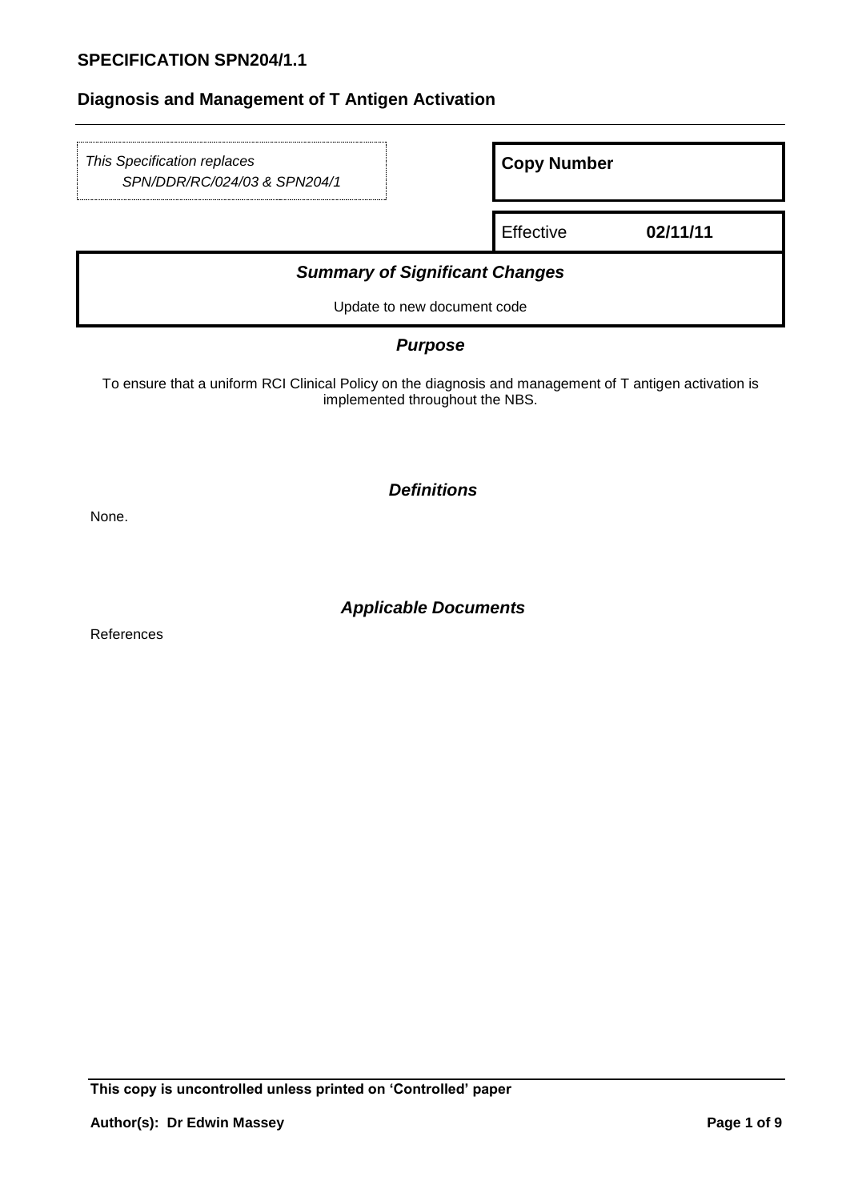# SPECIFICATION SPN204/1.1

## Diagnosis and Management of T Antigen Activation

*This Specification replaces SPN/DDR/RC/024/03 & SPN204/1*

**Copy Number**

Effective **02/11/11**

### *Summary of Significant Changes*

Update to new document code

### *Purpose*

To ensure that a uniform RCI Clinical Policy on the diagnosis and management of T antigen activation is implemented throughout the NBS.

### *Definitions*

None.

### *Applicable Documents*

References

**This copy is uncontrolled unless printed on 'Controlled' paper**

**Author(s): Dr Edwin Massey**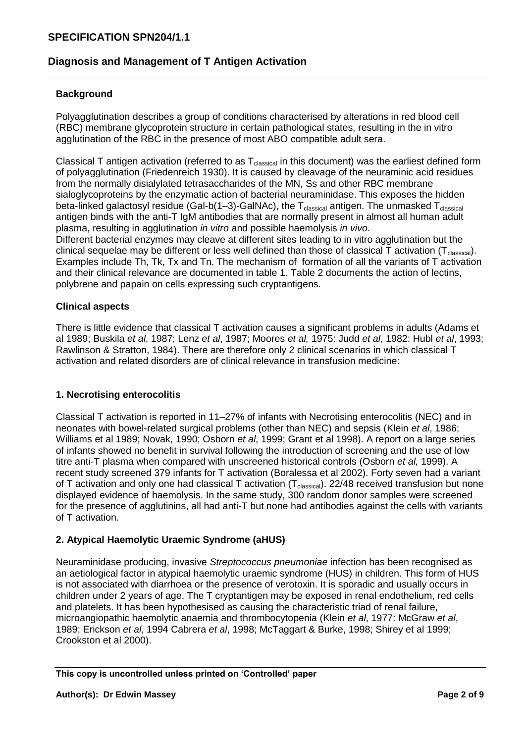## Background

Polyagglutination describes a group of conditions characterised by alterations in red blood cell (RBC) membrane glycoprotein structure in certain pathological states, resulting in the in vitro agglutination of the RBC in the presence of most ABO compatible adult sera.

Classical T antigen activation (referred to as $T_{classical}$ in this document) was the earliest defined form of polyagglutination (Friedenreich 1930). It is caused by cleavage of the neuraminic acid residues from the normally disialylated tetrasaccharides of the MN, Ss and other RBC membrane sialoglycoproteins by the enzymatic action of bacterial neuraminidase. This exposes the hidden beta-linked galactosyl residue (Gal-b(1–3)-GalNAc), the $T_{classical}$ antigen. The unmasked $T_{classical}$ antigen binds with the anti-T IgM antibodies that are normally present in almost all human adult plasma, resulting in agglutination *in vitro* and possible haemolysis *in vivo*.

Different bacterial enzymes may cleave at different sites leading to in vitro agglutination but the clinical sequelae may be different or less well defined than those of classical T activation ($T_{classical}$). Examples include Th, Tk, Tx and Tn. The mechanism of formation of all the variants of T activation and their clinical relevance are documented in table 1. Table 2 documents the action of lectins, polybrene and papain on cells expressing such cryptantigens.

## Clinical aspects

There is little evidence that classical T activation causes a significant problems in adults (Adams et al 1989; Buskila *et al*, 1987; Lenz *et al*, 1987; Moores *et al,* 1975: Judd *et al*, 1982: Hubl *et al*, 1993; Rawlinson & Stratton, 1984). There are therefore only 2 clinical scenarios in which classical T activation and related disorders are of clinical relevance in transfusion medicine:

### 1. Necrotising enterocolitis

Classical T activation is reported in 11–27% of infants with Necrotising enterocolitis (NEC) and in neonates with bowel-related surgical problems (other than NEC) and sepsis (Klein *et al*, 1986; Williams et al 1989; Novak, 1990; Osborn *et al*, 1999; Grant et al 1998). A report on a large series of infants showed no benefit in survival following the introduction of screening and the use of low titre anti-T plasma when compared with unscreened historical controls (Osborn *et al,* 1999). A recent study screened 379 infants for T activation (Boralessa et al 2002). Forty seven had a variant of T activation and only one had classical T activation ($T_{classical}$). 22/48 received transfusion but none displayed evidence of haemolysis. In the same study, 300 random donor samples were screened for the presence of agglutinins, all had anti-T but none had antibodies against the cells with variants of T activation.

### 2. Atypical Haemolytic Uraemic Syndrome (aHUS)

Neuraminidase producing, invasive *Streptococcus pneumoniae* infection has been recognised as an aetiological factor in atypical haemolytic uraemic syndrome (HUS) in children. This form of HUS is not associated with diarrhoea or the presence of verotoxin. It is sporadic and usually occurs in children under 2 years of age. The T cryptantigen may be exposed in renal endothelium, red cells and platelets. It has been hypothesised as causing the characteristic triad of renal failure, microangiopathic haemolytic anaemia and thrombocytopenia (Klein *et al*, 1977: McGraw *et al*, 1989; Erickson *et al*, 1994 Cabrera *et al*, 1998; McTaggart & Burke, 1998; Shirey et al 1999; Crookston et al 2000).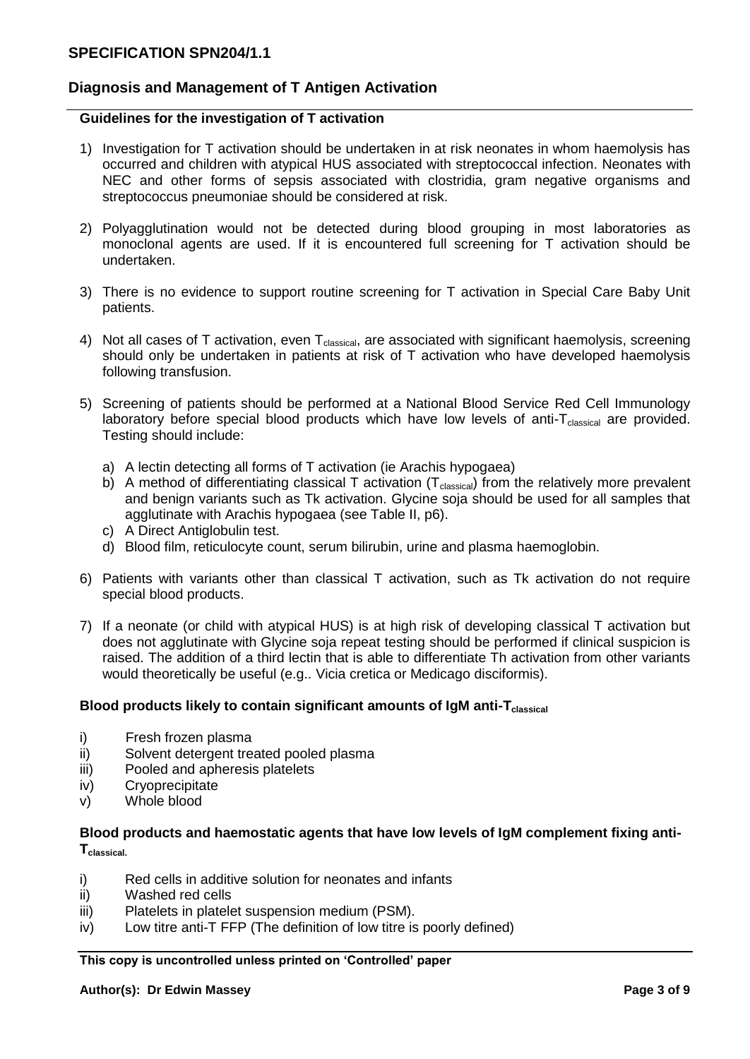## Diagnosis and Management of T Antigen Activation

### Guidelines for the investigation of T activation

1) Investigation for T activation should be undertaken in at risk neonates in whom haemolysis has occurred and children with atypical HUS associated with streptococcal infection. Neonates with NEC and other forms of sepsis associated with clostridia, gram negative organisms and streptococcus pneumoniae should be considered at risk.

2) Polyagglutination would not be detected during blood grouping in most laboratories as monoclonal agents are used. If it is encountered full screening for T activation should be undertaken.

3) There is no evidence to support routine screening for T activation in Special Care Baby Unit patients.

4) Not all cases of T activation, even $T_{classical}$, are associated with significant haemolysis, screening should only be undertaken in patients at risk of T activation who have developed haemolysis following transfusion.

5) Screening of patients should be performed at a National Blood Service Red Cell Immunology laboratory before special blood products which have low levels of anti-$T_{classical}$ are provided. Testing should include:

   a) A lectin detecting all forms of T activation (ie Arachis hypogaea)
   b) A method of differentiating classical T activation ($T_{classical}$) from the relatively more prevalent and benign variants such as Tk activation. Glycine soja should be used for all samples that agglutinate with Arachis hypogaea (see Table II, p6).
   c) A Direct Antiglobulin test.
   d) Blood film, reticulocyte count, serum bilirubin, urine and plasma haemoglobin.

6) Patients with variants other than classical T activation, such as Tk activation do not require special blood products.

7) If a neonate (or child with atypical HUS) is at high risk of developing classical T activation but does not agglutinate with Glycine soja repeat testing should be performed if clinical suspicion is raised. The addition of a third lectin that is able to differentiate Th activation from other variants would theoretically be useful (e.g.. Vicia cretica or Medicago disciformis).

### Blood products likely to contain significant amounts of IgM anti-$T_{classical}$

i) Fresh frozen plasma
ii) Solvent detergent treated pooled plasma
iii) Pooled and apheresis platelets
iv) Cryoprecipitate
v) Whole blood

### Blood products and haemostatic agents that have low levels of IgM complement fixing anti-$T_{classical}$.

i) Red cells in additive solution for neonates and infants
ii) Washed red cells
iii) Platelets in platelet suspension medium (PSM).
iv) Low titre anti-T FFP (The definition of low titre is poorly defined)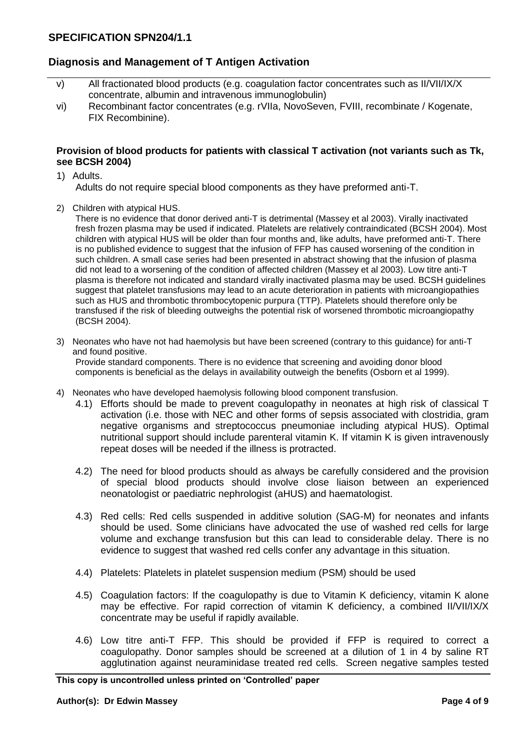v) All fractionated blood products (e.g. coagulation factor concentrates such as II/VII/IX/X concentrate, albumin and intravenous immunoglobulin)

vi) Recombinant factor concentrates (e.g. rVIIa, NovoSeven, FVIII, recombinate / Kogenate, FIX Recombinine).

**Provision of blood products for patients with classical T activation (not variants such as Tk, see BCSH 2004)**

1) Adults.

   Adults do not require special blood components as they have preformed anti-T.

2) Children with atypical HUS.

   There is no evidence that donor derived anti-T is detrimental (Massey et al 2003). Virally inactivated fresh frozen plasma may be used if indicated. Platelets are relatively contraindicated (BCSH 2004). Most children with atypical HUS will be older than four months and, like adults, have preformed anti-T. There is no published evidence to suggest that the infusion of FFP has caused worsening of the condition in such children. A small case series had been presented in abstract showing that the infusion of plasma did not lead to a worsening of the condition of affected children (Massey et al 2003). Low titre anti-T plasma is therefore not indicated and standard virally inactivated plasma may be used. BCSH guidelines suggest that platelet transfusions may lead to an acute deterioration in patients with microangiopathies such as HUS and thrombotic thrombocytopenic purpura (TTP). Platelets should therefore only be transfused if the risk of bleeding outweighs the potential risk of worsened thrombotic microangiopathy (BCSH 2004).

3) Neonates who have not had haemolysis but have been screened (contrary to this guidance) for anti-T and found positive.

   Provide standard components. There is no evidence that screening and avoiding donor blood components is beneficial as the delays in availability outweigh the benefits (Osborn et al 1999).

4) Neonates who have developed haemolysis following blood component transfusion.

   4.1) Efforts should be made to prevent coagulopathy in neonates at high risk of classical T activation (i.e. those with NEC and other forms of sepsis associated with clostridia, gram negative organisms and streptococcus pneumoniae including atypical HUS). Optimal nutritional support should include parenteral vitamin K. If vitamin K is given intravenously repeat doses will be needed if the illness is protracted.

   4.2) The need for blood products should as always be carefully considered and the provision of special blood products should involve close liaison between an experienced neonatologist or paediatric nephrologist (aHUS) and haematologist.

   4.3) Red cells: Red cells suspended in additive solution (SAG-M) for neonates and infants should be used. Some clinicians have advocated the use of washed red cells for large volume and exchange transfusion but this can lead to considerable delay. There is no evidence to suggest that washed red cells confer any advantage in this situation.

   4.4) Platelets: Platelets in platelet suspension medium (PSM) should be used

   4.5) Coagulation factors: If the coagulopathy is due to Vitamin K deficiency, vitamin K alone may be effective. For rapid correction of vitamin K deficiency, a combined II/VII/IX/X concentrate may be useful if rapidly available.

   4.6) Low titre anti-T FFP. This should be provided if FFP is required to correct a coagulopathy. Donor samples should be screened at a dilution of 1 in 4 by saline RT agglutination against neuraminidase treated red cells. Screen negative samples tested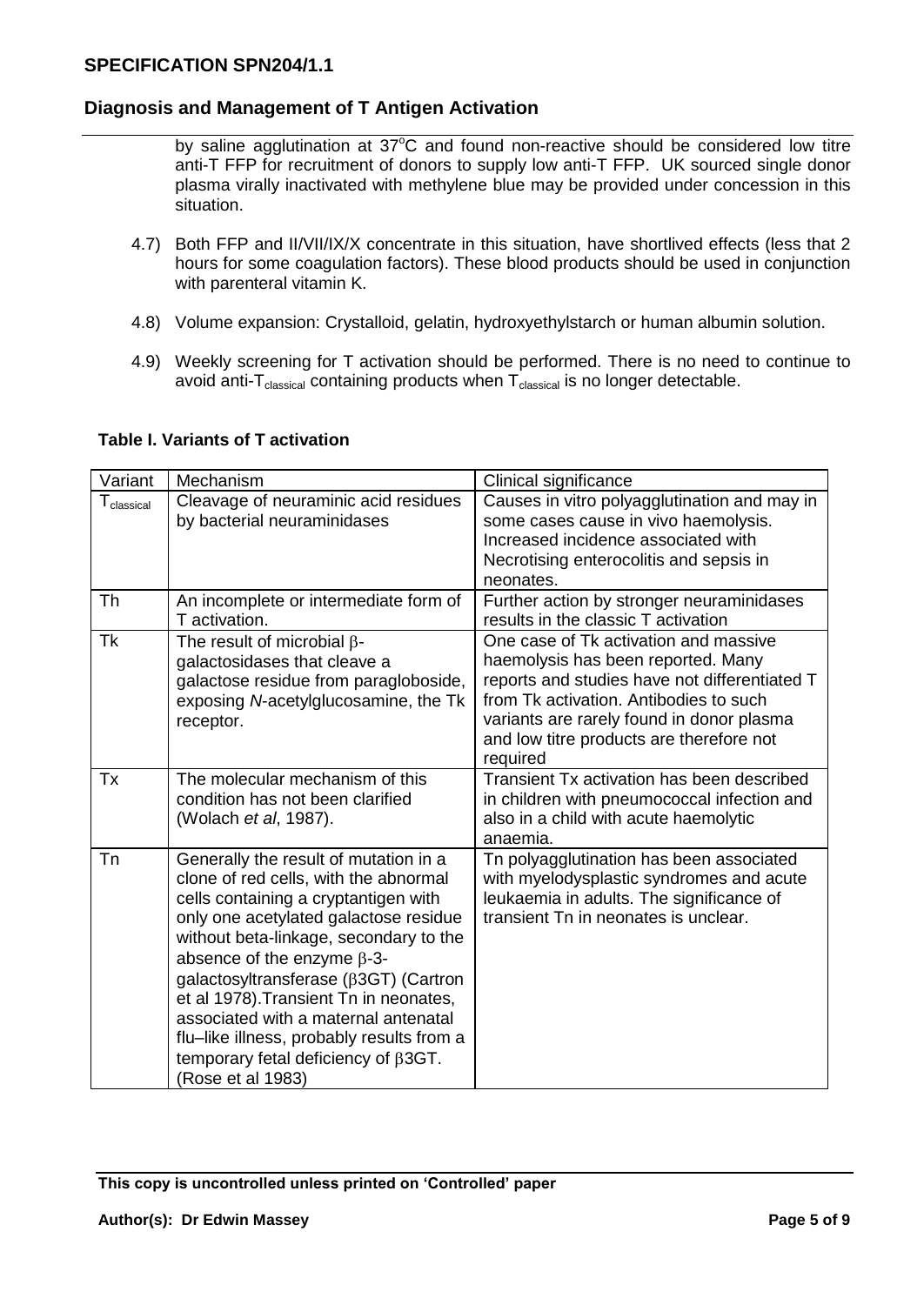by saline agglutination at 37°C and found non-reactive should be considered low titre anti-T FFP for recruitment of donors to supply low anti-T FFP. UK sourced single donor plasma virally inactivated with methylene blue may be provided under concession in this situation.

4.7) Both FFP and II/VII/IX/X concentrate in this situation, have shortlived effects (less that 2 hours for some coagulation factors). These blood products should be used in conjunction with parenteral vitamin K.

4.8) Volume expansion: Crystalloid, gelatin, hydroxyethylstarch or human albumin solution.

4.9) Weekly screening for T activation should be performed. There is no need to continue to avoid anti-$T_{classical}$ containing products when $T_{classical}$ is no longer detectable.

**Table I. Variants of T activation**

| Variant | Mechanism | Clinical significance |
|---|---|---|
| $T_{classical}$ | Cleavage of neuraminic acid residues by bacterial neuraminidases | Causes in vitro polyagglutination and may in some cases cause in vivo haemolysis. Increased incidence associated with Necrotising enterocolitis and sepsis in neonates. |
| Th | An incomplete or intermediate form of T activation. | Further action by stronger neuraminidases results in the classic T activation |
| Tk | The result of microbial β-galactosidases that cleave a galactose residue from paragloboside, exposing *N*-acetylglucosamine, the Tk receptor. | One case of Tk activation and massive haemolysis has been reported. Many reports and studies have not differentiated T from Tk activation. Antibodies to such variants are rarely found in donor plasma and low titre products are therefore not required |
| Tx | The molecular mechanism of this condition has not been clarified (Wolach *et al*, 1987). | Transient Tx activation has been described in children with pneumococcal infection and also in a child with acute haemolytic anaemia. |
| Tn | Generally the result of mutation in a clone of red cells, with the abnormal cells containing a cryptantigen with only one acetylated galactose residue without beta-linkage, secondary to the absence of the enzyme β-3-galactosyltransferase (β3GT) (Cartron et al 1978).Transient Tn in neonates, associated with a maternal antenatal flu–like illness, probably results from a temporary fetal deficiency of β3GT. (Rose et al 1983) | Tn polyagglutination has been associated with myelodysplastic syndromes and acute leukaemia in adults. The significance of transient Tn in neonates is unclear. |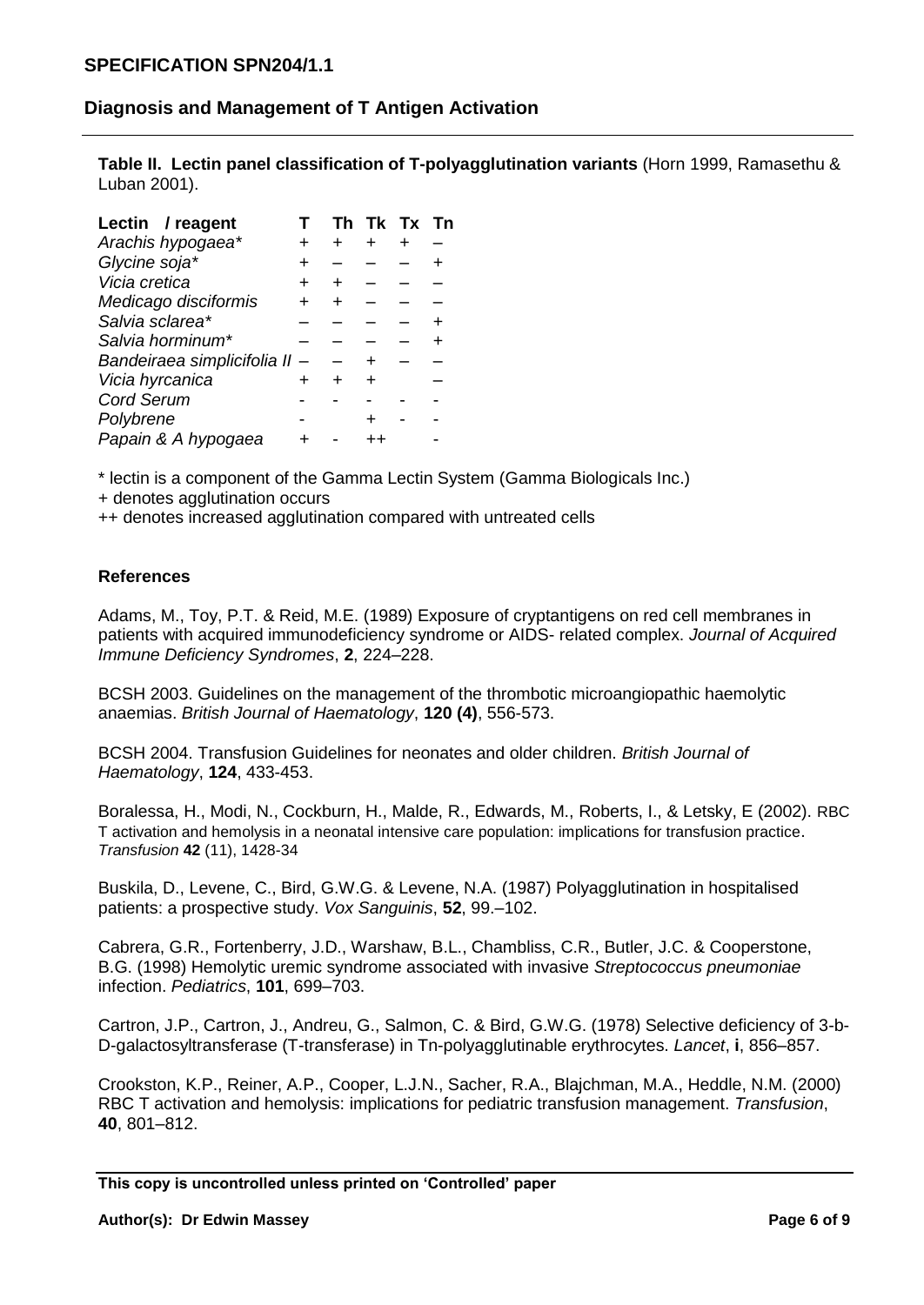**Table II. Lectin panel classification of T-polyagglutination variants** (Horn 1999, Ramasethu & Luban 2001).

| Lectin / reagent | T | Th | Tk | Tx | Tn |
|---|---|---|---|---|---|
| *Arachis hypogaea** | + | + | + | + | – |
| *Glycine soja** | + | – | – | – | + |
| *Vicia cretica* | + | + | – | – | – |
| *Medicago disciformis* | + | + | – | – | – |
| *Salvia sclarea** | – | – | – | – | + |
| *Salvia horminum** | – | – | – | – | + |
| *Bandeiraea simplicifolia II* | – | – | + | – | – |
| *Vicia hyrcanica* | + | + | + | | – |
| *Cord Serum* | - | - | - | - | - |
| *Polybrene* | - | | + | - | - |
| *Papain & A hypogaea* | + | - | ++ | | - |

\* lectin is a component of the Gamma Lectin System (Gamma Biologicals Inc.)

\+ denotes agglutination occurs

++ denotes increased agglutination compared with untreated cells

**References**

Adams, M., Toy, P.T. & Reid, M.E. (1989) Exposure of cryptantigens on red cell membranes in patients with acquired immunodeficiency syndrome or AIDS- related complex. *Journal of Acquired Immune Deficiency Syndromes*, **2**, 224–228.

BCSH 2003. Guidelines on the management of the thrombotic microangiopathic haemolytic anaemias. *British Journal of Haematology*, **120 (4)**, 556-573.

BCSH 2004. Transfusion Guidelines for neonates and older children. *British Journal of Haematology*, **124**, 433-453.

Boralessa, H., Modi, N., Cockburn, H., Malde, R., Edwards, M., Roberts, I., & Letsky, E (2002). RBC T activation and hemolysis in a neonatal intensive care population: implications for transfusion practice. *Transfusion* **42** (11), 1428-34

Buskila, D., Levene, C., Bird, G.W.G. & Levene, N.A. (1987) Polyagglutination in hospitalised patients: a prospective study. *Vox Sanguinis*, **52**, 99.–102.

Cabrera, G.R., Fortenberry, J.D., Warshaw, B.L., Chambliss, C.R., Butler, J.C. & Cooperstone, B.G. (1998) Hemolytic uremic syndrome associated with invasive *Streptococcus pneumoniae* infection. *Pediatrics*, **101**, 699–703.

Cartron, J.P., Cartron, J., Andreu, G., Salmon, C. & Bird, G.W.G. (1978) Selective deficiency of 3-b-D-galactosyltransferase (T-transferase) in Tn-polyagglutinable erythrocytes. *Lancet*, **i**, 856–857.

Crookston, K.P., Reiner, A.P., Cooper, L.J.N., Sacher, R.A., Blajchman, M.A., Heddle, N.M. (2000) RBC T activation and hemolysis: implications for pediatric transfusion management. *Transfusion*, **40**, 801–812.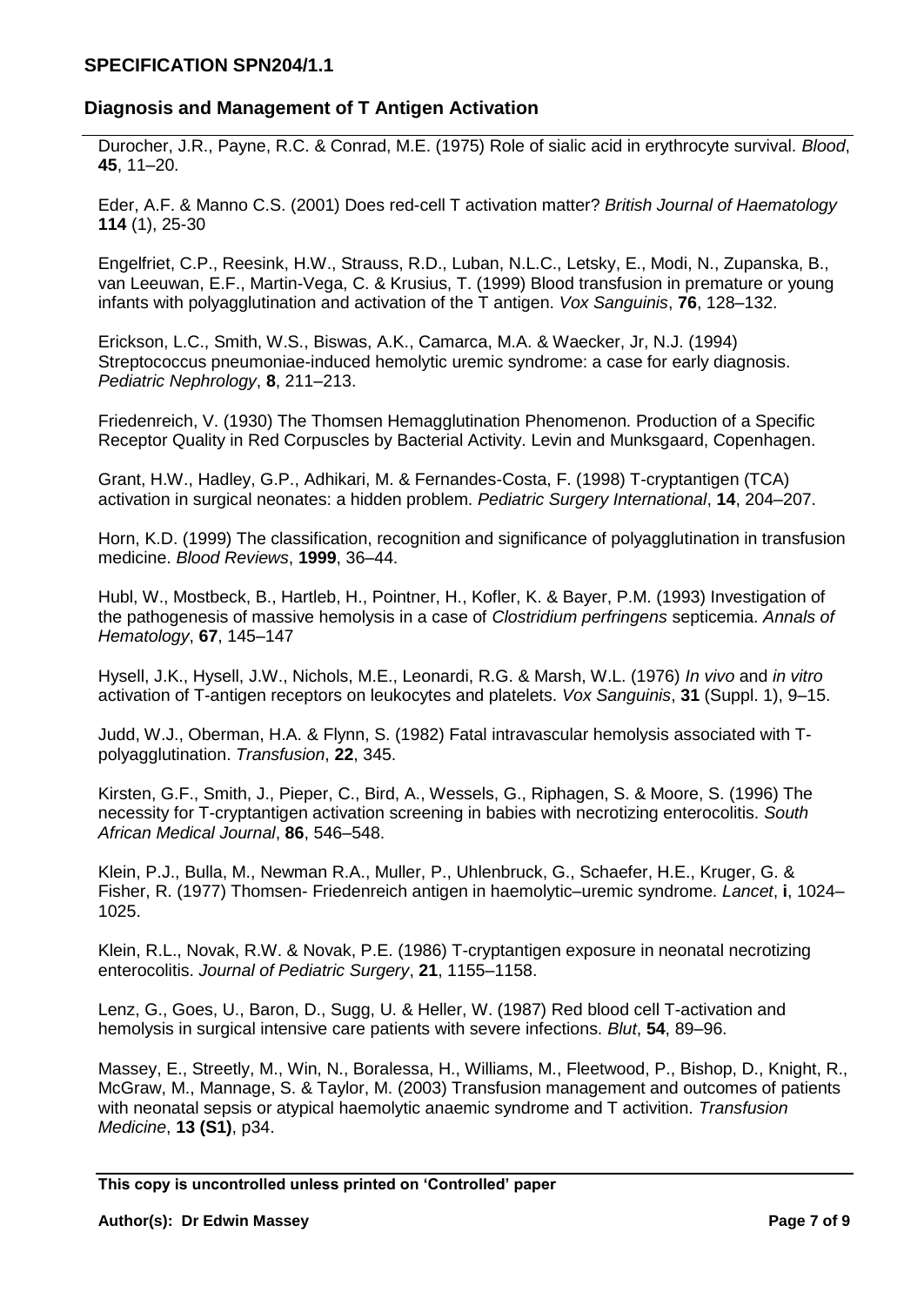Durocher, J.R., Payne, R.C. & Conrad, M.E. (1975) Role of sialic acid in erythrocyte survival. *Blood*, **45**, 11–20.

Eder, A.F. & Manno C.S. (2001) Does red-cell T activation matter? *British Journal of Haematology* **114** (1), 25-30

Engelfriet, C.P., Reesink, H.W., Strauss, R.D., Luban, N.L.C., Letsky, E., Modi, N., Zupanska, B., van Leeuwan, E.F., Martin-Vega, C. & Krusius, T. (1999) Blood transfusion in premature or young infants with polyagglutination and activation of the T antigen. *Vox Sanguinis*, **76**, 128–132.

Erickson, L.C., Smith, W.S., Biswas, A.K., Camarca, M.A. & Waecker, Jr, N.J. (1994) Streptococcus pneumoniae-induced hemolytic uremic syndrome: a case for early diagnosis. *Pediatric Nephrology*, **8**, 211–213.

Friedenreich, V. (1930) The Thomsen Hemagglutination Phenomenon. Production of a Specific Receptor Quality in Red Corpuscles by Bacterial Activity. Levin and Munksgaard, Copenhagen.

Grant, H.W., Hadley, G.P., Adhikari, M. & Fernandes-Costa, F. (1998) T-cryptantigen (TCA) activation in surgical neonates: a hidden problem. *Pediatric Surgery International*, **14**, 204–207.

Horn, K.D. (1999) The classification, recognition and significance of polyagglutination in transfusion medicine. *Blood Reviews*, **1999**, 36–44.

Hubl, W., Mostbeck, B., Hartleb, H., Pointner, H., Kofler, K. & Bayer, P.M. (1993) Investigation of the pathogenesis of massive hemolysis in a case of *Clostridium perfringens* septicemia. *Annals of Hematology*, **67**, 145–147

Hysell, J.K., Hysell, J.W., Nichols, M.E., Leonardi, R.G. & Marsh, W.L. (1976) *In vivo* and *in vitro* activation of T-antigen receptors on leukocytes and platelets. *Vox Sanguinis*, **31** (Suppl. 1), 9–15.

Judd, W.J., Oberman, H.A. & Flynn, S. (1982) Fatal intravascular hemolysis associated with T-polyagglutination. *Transfusion*, **22**, 345.

Kirsten, G.F., Smith, J., Pieper, C., Bird, A., Wessels, G., Riphagen, S. & Moore, S. (1996) The necessity for T-cryptantigen activation screening in babies with necrotizing enterocolitis. *South African Medical Journal*, **86**, 546–548.

Klein, P.J., Bulla, M., Newman R.A., Muller, P., Uhlenbruck, G., Schaefer, H.E., Kruger, G. & Fisher, R. (1977) Thomsen- Friedenreich antigen in haemolytic–uremic syndrome. *Lancet*, **i**, 1024–1025.

Klein, R.L., Novak, R.W. & Novak, P.E. (1986) T-cryptantigen exposure in neonatal necrotizing enterocolitis. *Journal of Pediatric Surgery*, **21**, 1155–1158.

Lenz, G., Goes, U., Baron, D., Sugg, U. & Heller, W. (1987) Red blood cell T-activation and hemolysis in surgical intensive care patients with severe infections. *Blut*, **54**, 89–96.

Massey, E., Streetly, M., Win, N., Boralessa, H., Williams, M., Fleetwood, P., Bishop, D., Knight, R., McGraw, M., Mannage, S. & Taylor, M. (2003) Transfusion management and outcomes of patients with neonatal sepsis or atypical haemolytic anaemic syndrome and T activition. *Transfusion Medicine*, **13 (S1)**, p34.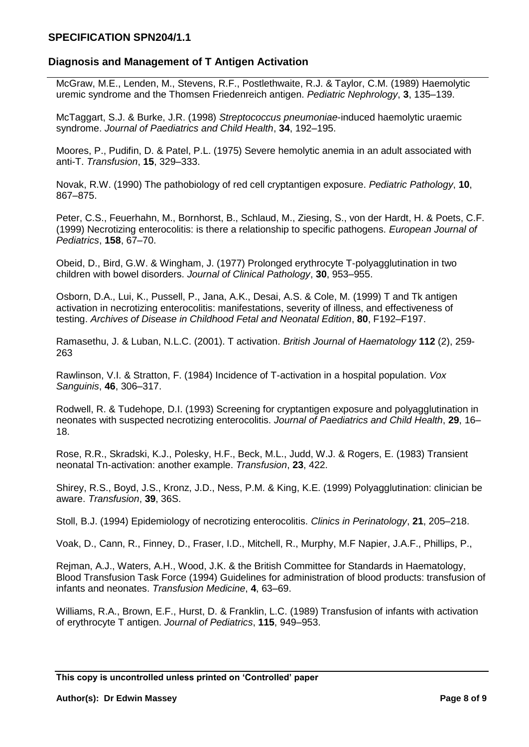McGraw, M.E., Lenden, M., Stevens, R.F., Postlethwaite, R.J. & Taylor, C.M. (1989) Haemolytic uremic syndrome and the Thomsen Friedenreich antigen. *Pediatric Nephrology*, **3**, 135–139.

McTaggart, S.J. & Burke, J.R. (1998) *Streptococcus pneumoniae*-induced haemolytic uraemic syndrome. *Journal of Paediatrics and Child Health*, **34**, 192–195.

Moores, P., Pudifin, D. & Patel, P.L. (1975) Severe hemolytic anemia in an adult associated with anti-T. *Transfusion*, **15**, 329–333.

Novak, R.W. (1990) The pathobiology of red cell cryptantigen exposure. *Pediatric Pathology*, **10**, 867–875.

Peter, C.S., Feuerhahn, M., Bornhorst, B., Schlaud, M., Ziesing, S., von der Hardt, H. & Poets, C.F. (1999) Necrotizing enterocolitis: is there a relationship to specific pathogens. *European Journal of Pediatrics*, **158**, 67–70.

Obeid, D., Bird, G.W. & Wingham, J. (1977) Prolonged erythrocyte T-polyagglutination in two children with bowel disorders. *Journal of Clinical Pathology*, **30**, 953–955.

Osborn, D.A., Lui, K., Pussell, P., Jana, A.K., Desai, A.S. & Cole, M. (1999) T and Tk antigen activation in necrotizing enterocolitis: manifestations, severity of illness, and effectiveness of testing. *Archives of Disease in Childhood Fetal and Neonatal Edition*, **80**, F192–F197.

Ramasethu, J. & Luban, N.L.C. (2001). T activation. *British Journal of Haematology* **112** (2), 259-263

Rawlinson, V.I. & Stratton, F. (1984) Incidence of T-activation in a hospital population. *Vox Sanguinis*, **46**, 306–317.

Rodwell, R. & Tudehope, D.I. (1993) Screening for cryptantigen exposure and polyagglutination in neonates with suspected necrotizing enterocolitis. *Journal of Paediatrics and Child Health*, **29**, 16–18.

Rose, R.R., Skradski, K.J., Polesky, H.F., Beck, M.L., Judd, W.J. & Rogers, E. (1983) Transient neonatal Tn-activation: another example. *Transfusion*, **23**, 422.

Shirey, R.S., Boyd, J.S., Kronz, J.D., Ness, P.M. & King, K.E. (1999) Polyagglutination: clinician be aware. *Transfusion*, **39**, 36S.

Stoll, B.J. (1994) Epidemiology of necrotizing enterocolitis. *Clinics in Perinatology*, **21**, 205–218.

Voak, D., Cann, R., Finney, D., Fraser, I.D., Mitchell, R., Murphy, M.F Napier, J.A.F., Phillips, P.,

Rejman, A.J., Waters, A.H., Wood, J.K. & the British Committee for Standards in Haematology, Blood Transfusion Task Force (1994) Guidelines for administration of blood products: transfusion of infants and neonates. *Transfusion Medicine*, **4**, 63–69.

Williams, R.A., Brown, E.F., Hurst, D. & Franklin, L.C. (1989) Transfusion of infants with activation of erythrocyte T antigen. *Journal of Pediatrics*, **115**, 949–953.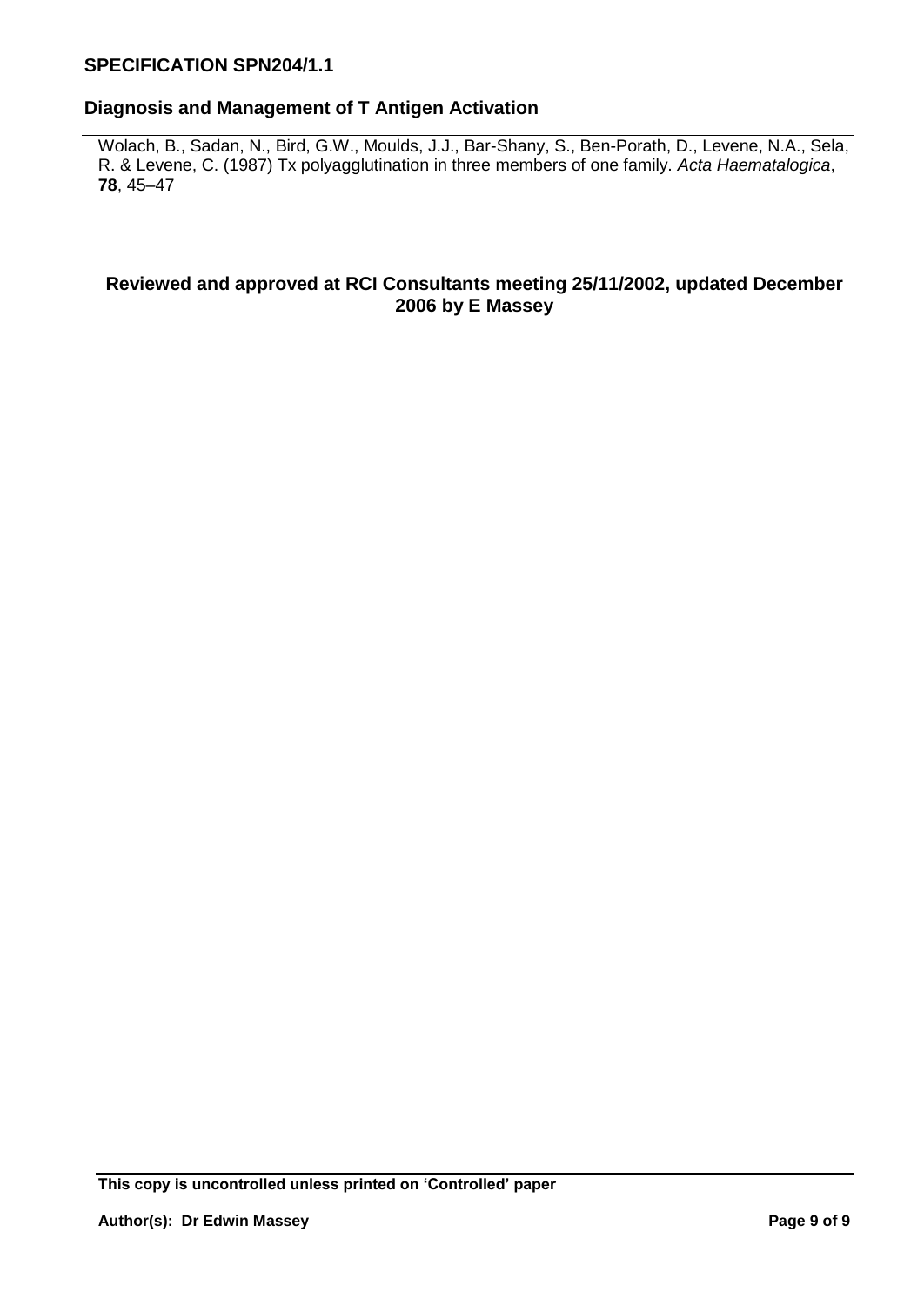Wolach, B., Sadan, N., Bird, G.W., Moulds, J.J., Bar-Shany, S., Ben-Porath, D., Levene, N.A., Sela, R. & Levene, C. (1987) Tx polyagglutination in three members of one family. *Acta Haematalogica*, **78**, 45–47

**Reviewed and approved at RCI Consultants meeting 25/11/2002, updated December 2006 by E Massey**